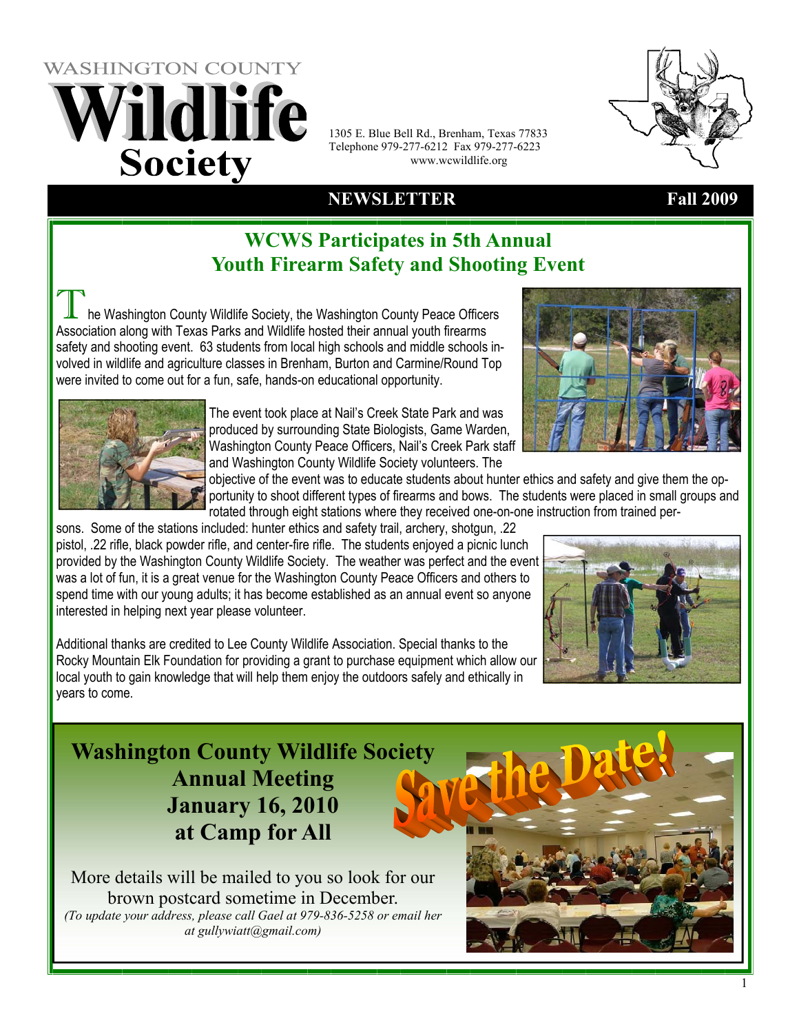# WASHINGTON COUNTY Wildlife Society

1305 E. Blue Bell Rd., Brenham, Texas 77833
Telephone 979-277-6212 Fax 979-277-6223
www.wcwildlife.org

**NEWSLETTER** **Fall 2009**

## WCWS Participates in 5th Annual Youth Firearm Safety and Shooting Event

The Washington County Wildlife Society, the Washington County Peace Officers Association along with Texas Parks and Wildlife hosted their annual youth firearms safety and shooting event. 63 students from local high schools and middle schools involved in wildlife and agriculture classes in Brenham, Burton and Carmine/Round Top were invited to come out for a fun, safe, hands-on educational opportunity.

The event took place at Nail's Creek State Park and was produced by surrounding State Biologists, Game Warden, Washington County Peace Officers, Nail's Creek Park staff and Washington County Wildlife Society volunteers. The objective of the event was to educate students about hunter ethics and safety and give them the opportunity to shoot different types of firearms and bows. The students were placed in small groups and rotated through eight stations where they received one-on-one instruction from trained persons. Some of the stations included: hunter ethics and safety trail, archery, shotgun, .22 pistol, .22 rifle, black powder rifle, and center-fire rifle. The students enjoyed a picnic lunch provided by the Washington County Wildlife Society. The weather was perfect and the event was a lot of fun, it is a great venue for the Washington County Peace Officers and others to spend time with our young adults; it has become established as an annual event so anyone interested in helping next year please volunteer.

Additional thanks are credited to Lee County Wildlife Association. Special thanks to the Rocky Mountain Elk Foundation for providing a grant to purchase equipment which allow our local youth to gain knowledge that will help them enjoy the outdoors safely and ethically in years to come.

## Washington County Wildlife Society Annual Meeting January 16, 2010 at Camp for All

**Save the Date!**

More details will be mailed to you so look for our brown postcard sometime in December.

*(To update your address, please call Gael at 979-836-5258 or email her at gullywiatt@gmail.com)*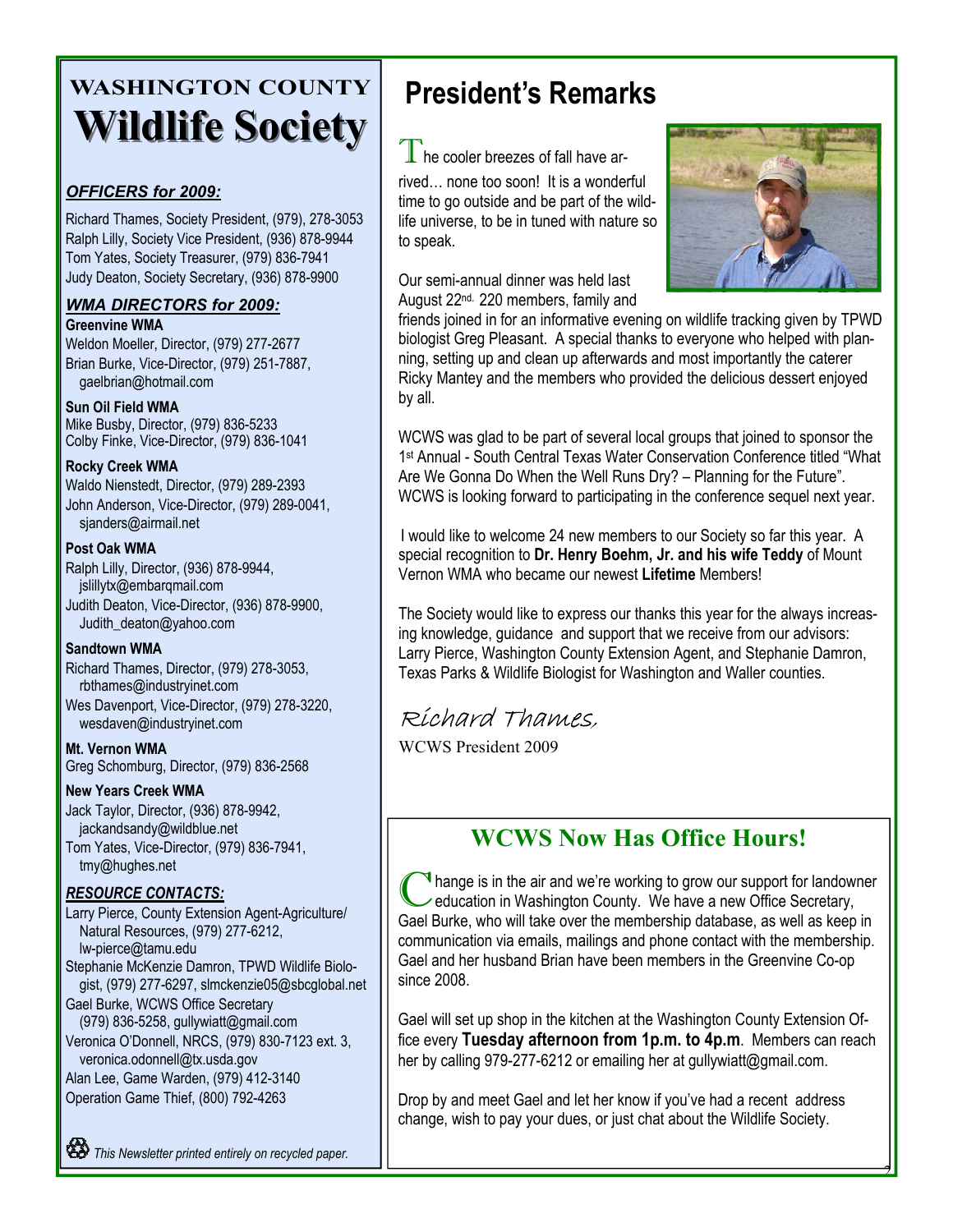# WASHINGTON COUNTY Wildlife Society

***OFFICERS for 2009:***

Richard Thames, Society President, (979), 278-3053
Ralph Lilly, Society Vice President, (936) 878-9944
Tom Yates, Society Treasurer, (979) 836-7941
Judy Deaton, Society Secretary, (936) 878-9900

***WMA DIRECTORS for 2009:***

**Greenvine WMA**
Weldon Moeller, Director, (979) 277-2677
Brian Burke, Vice-Director, (979) 251-7887, gaelbrian@hotmail.com

**Sun Oil Field WMA**
Mike Busby, Director, (979) 836-5233
Colby Finke, Vice-Director, (979) 836-1041

**Rocky Creek WMA**
Waldo Nienstedt, Director, (979) 289-2393
John Anderson, Vice-Director, (979) 289-0041, sjanders@airmail.net

**Post Oak WMA**
Ralph Lilly, Director, (936) 878-9944, jslillytx@embarqmail.com
Judith Deaton, Vice-Director, (936) 878-9900, Judith_deaton@yahoo.com

**Sandtown WMA**
Richard Thames, Director, (979) 278-3053, rbthames@industryinet.com
Wes Davenport, Vice-Director, (979) 278-3220, wesdaven@industryinet.com

**Mt. Vernon WMA**
Greg Schomburg, Director, (979) 836-2568

**New Years Creek WMA**
Jack Taylor, Director, (936) 878-9942, jackandsandy@wildblue.net
Tom Yates, Vice-Director, (979) 836-7941, tmy@hughes.net

***RESOURCE CONTACTS:***

Larry Pierce, County Extension Agent-Agriculture/ Natural Resources, (979) 277-6212, lw-pierce@tamu.edu
Stephanie McKenzie Damron, TPWD Wildlife Biologist, (979) 277-6297, slmckenzie05@sbcglobal.net
Gael Burke, WCWS Office Secretary (979) 836-5258, gullywiatt@gmail.com
Veronica O'Donnell, NRCS, (979) 830-7123 ext. 3, veronica.odonnell@tx.usda.gov
Alan Lee, Game Warden, (979) 412-3140
Operation Game Thief, (800) 792-4263

*This Newsletter printed entirely on recycled paper.*

## President's Remarks

The cooler breezes of fall have arrived… none too soon! It is a wonderful time to go outside and be part of the wildlife universe, to be in tuned with nature so to speak.

Our semi-annual dinner was held last August 22nd. 220 members, family and friends joined in for an informative evening on wildlife tracking given by TPWD biologist Greg Pleasant. A special thanks to everyone who helped with planning, setting up and clean up afterwards and most importantly the caterer Ricky Mantey and the members who provided the delicious dessert enjoyed by all.

WCWS was glad to be part of several local groups that joined to sponsor the 1st Annual - South Central Texas Water Conservation Conference titled "What Are We Gonna Do When the Well Runs Dry? – Planning for the Future". WCWS is looking forward to participating in the conference sequel next year.

I would like to welcome 24 new members to our Society so far this year. A special recognition to **Dr. Henry Boehm, Jr. and his wife Teddy** of Mount Vernon WMA who became our newest **Lifetime** Members!

The Society would like to express our thanks this year for the always increasing knowledge, guidance and support that we receive from our advisors: Larry Pierce, Washington County Extension Agent, and Stephanie Damron, Texas Parks & Wildlife Biologist for Washington and Waller counties.

*Richard Thames,*
WCWS President 2009

## WCWS Now Has Office Hours!

Change is in the air and we're working to grow our support for landowner education in Washington County. We have a new Office Secretary, Gael Burke, who will take over the membership database, as well as keep in communication via emails, mailings and phone contact with the membership. Gael and her husband Brian have been members in the Greenvine Co-op since 2008.

Gael will set up shop in the kitchen at the Washington County Extension Office every **Tuesday afternoon from 1p.m. to 4p.m**. Members can reach her by calling 979-277-6212 or emailing her at gullywiatt@gmail.com.

Drop by and meet Gael and let her know if you've had a recent address change, wish to pay your dues, or just chat about the Wildlife Society.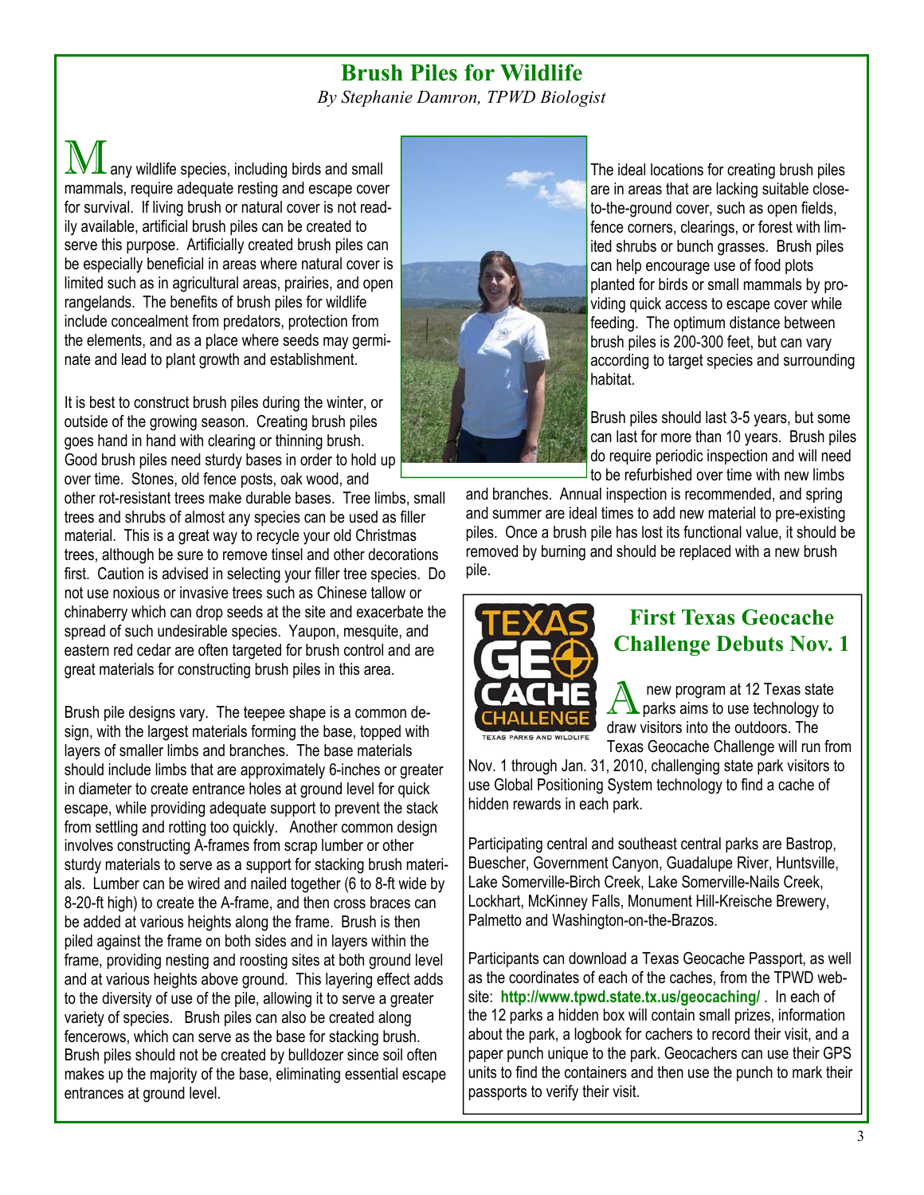# Brush Piles for Wildlife

*By Stephanie Damron, TPWD Biologist*

Many wildlife species, including birds and small mammals, require adequate resting and escape cover for survival. If living brush or natural cover is not readily available, artificial brush piles can be created to serve this purpose. Artificially created brush piles can be especially beneficial in areas where natural cover is limited such as in agricultural areas, prairies, and open rangelands. The benefits of brush piles for wildlife include concealment from predators, protection from the elements, and as a place where seeds may germinate and lead to plant growth and establishment.

It is best to construct brush piles during the winter, or outside of the growing season. Creating brush piles goes hand in hand with clearing or thinning brush. Good brush piles need sturdy bases in order to hold up over time. Stones, old fence posts, oak wood, and other rot-resistant trees make durable bases. Tree limbs, small trees and shrubs of almost any species can be used as filler material. This is a great way to recycle your old Christmas trees, although be sure to remove tinsel and other decorations first. Caution is advised in selecting your filler tree species. Do not use noxious or invasive trees such as Chinese tallow or chinaberry which can drop seeds at the site and exacerbate the spread of such undesirable species. Yaupon, mesquite, and eastern red cedar are often targeted for brush control and are great materials for constructing brush piles in this area.

Brush pile designs vary. The teepee shape is a common design, with the largest materials forming the base, topped with layers of smaller limbs and branches. The base materials should include limbs that are approximately 6-inches or greater in diameter to create entrance holes at ground level for quick escape, while providing adequate support to prevent the stack from settling and rotting too quickly. Another common design involves constructing A-frames from scrap lumber or other sturdy materials to serve as a support for stacking brush materials. Lumber can be wired and nailed together (6 to 8-ft wide by 8-20-ft high) to create the A-frame, and then cross braces can be added at various heights along the frame. Brush is then piled against the frame on both sides and in layers within the frame, providing nesting and roosting sites at both ground level and at various heights above ground. This layering effect adds to the diversity of use of the pile, allowing it to serve a greater variety of species. Brush piles can also be created along fencerows, which can serve as the base for stacking brush. Brush piles should not be created by bulldozer since soil often makes up the majority of the base, eliminating essential escape entrances at ground level.

The ideal locations for creating brush piles are in areas that are lacking suitable close-to-the-ground cover, such as open fields, fence corners, clearings, or forest with limited shrubs or bunch grasses. Brush piles can help encourage use of food plots planted for birds or small mammals by providing quick access to escape cover while feeding. The optimum distance between brush piles is 200-300 feet, but can vary according to target species and surrounding habitat.

Brush piles should last 3-5 years, but some can last for more than 10 years. Brush piles do require periodic inspection and will need to be refurbished over time with new limbs and branches. Annual inspection is recommended, and spring and summer are ideal times to add new material to pre-existing piles. Once a brush pile has lost its functional value, it should be removed by burning and should be replaced with a new brush pile.

## First Texas Geocache Challenge Debuts Nov. 1

A new program at 12 Texas state parks aims to use technology to draw visitors into the outdoors. The Texas Geocache Challenge will run from Nov. 1 through Jan. 31, 2010, challenging state park visitors to use Global Positioning System technology to find a cache of hidden rewards in each park.

Participating central and southeast central parks are Bastrop, Buescher, Government Canyon, Guadalupe River, Huntsville, Lake Somerville-Birch Creek, Lake Somerville-Nails Creek, Lockhart, McKinney Falls, Monument Hill-Kreische Brewery, Palmetto and Washington-on-the-Brazos.

Participants can download a Texas Geocache Passport, as well as the coordinates of each of the caches, from the TPWD website: **http://www.tpwd.state.tx.us/geocaching/** . In each of the 12 parks a hidden box will contain small prizes, information about the park, a logbook for cachers to record their visit, and a paper punch unique to the park. Geocachers can use their GPS units to find the containers and then use the punch to mark their passports to verify their visit.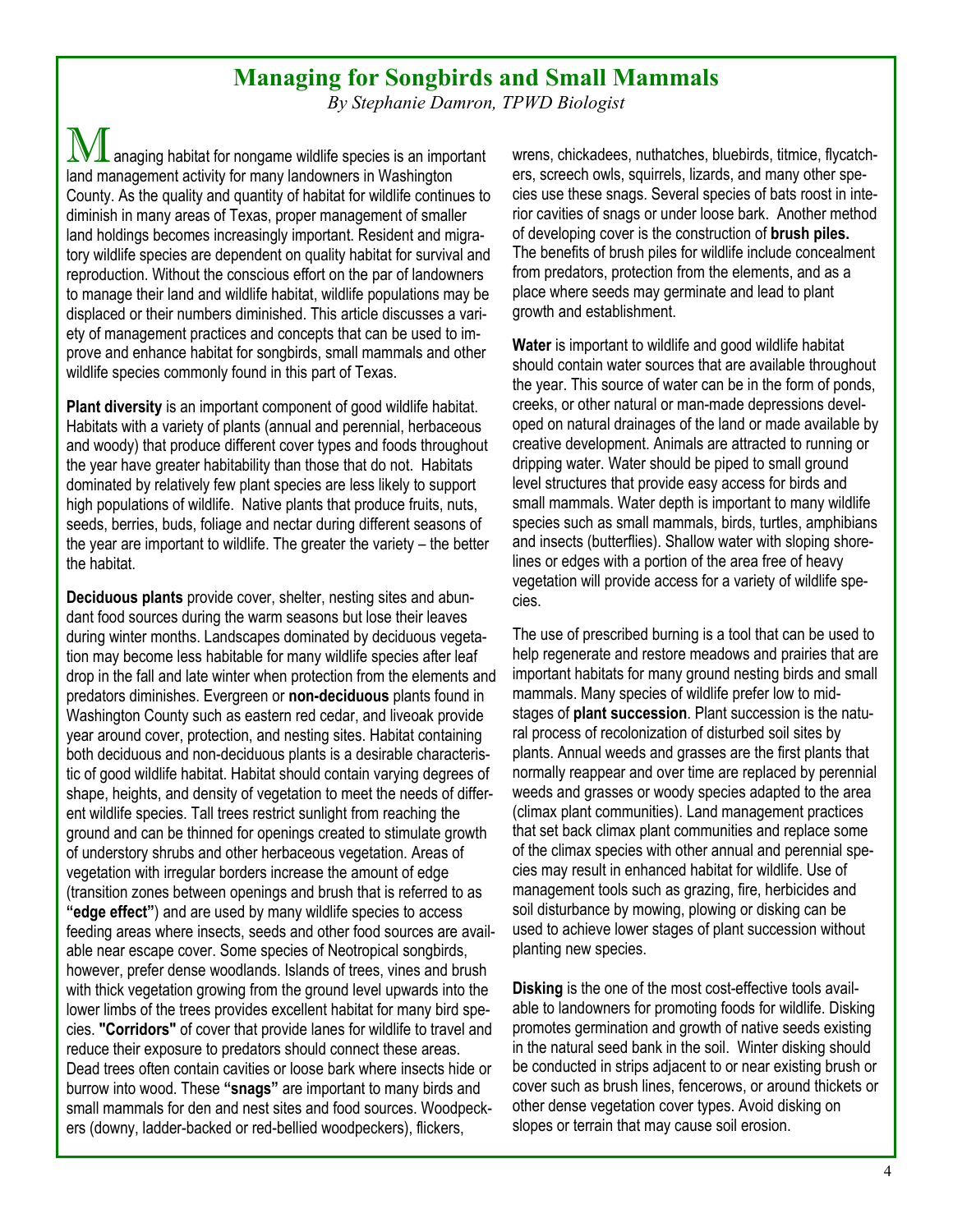## Managing for Songbirds and Small Mammals

*By Stephanie Damron, TPWD Biologist*

Managing habitat for nongame wildlife species is an important land management activity for many landowners in Washington County. As the quality and quantity of habitat for wildlife continues to diminish in many areas of Texas, proper management of smaller land holdings becomes increasingly important. Resident and migratory wildlife species are dependent on quality habitat for survival and reproduction. Without the conscious effort on the par of landowners to manage their land and wildlife habitat, wildlife populations may be displaced or their numbers diminished. This article discusses a variety of management practices and concepts that can be used to improve and enhance habitat for songbirds, small mammals and other wildlife species commonly found in this part of Texas.

**Plant diversity** is an important component of good wildlife habitat. Habitats with a variety of plants (annual and perennial, herbaceous and woody) that produce different cover types and foods throughout the year have greater habitability than those that do not. Habitats dominated by relatively few plant species are less likely to support high populations of wildlife. Native plants that produce fruits, nuts, seeds, berries, buds, foliage and nectar during different seasons of the year are important to wildlife. The greater the variety – the better the habitat.

**Deciduous plants** provide cover, shelter, nesting sites and abundant food sources during the warm seasons but lose their leaves during winter months. Landscapes dominated by deciduous vegetation may become less habitable for many wildlife species after leaf drop in the fall and late winter when protection from the elements and predators diminishes. Evergreen or **non-deciduous** plants found in Washington County such as eastern red cedar, and liveoak provide year around cover, protection, and nesting sites. Habitat containing both deciduous and non-deciduous plants is a desirable characteristic of good wildlife habitat. Habitat should contain varying degrees of shape, heights, and density of vegetation to meet the needs of different wildlife species. Tall trees restrict sunlight from reaching the ground and can be thinned for openings created to stimulate growth of understory shrubs and other herbaceous vegetation. Areas of vegetation with irregular borders increase the amount of edge (transition zones between openings and brush that is referred to as **"edge effect"**) and are used by many wildlife species to access feeding areas where insects, seeds and other food sources are available near escape cover. Some species of Neotropical songbirds, however, prefer dense woodlands. Islands of trees, vines and brush with thick vegetation growing from the ground level upwards into the lower limbs of the trees provides excellent habitat for many bird species. **"Corridors"** of cover that provide lanes for wildlife to travel and reduce their exposure to predators should connect these areas. Dead trees often contain cavities or loose bark where insects hide or burrow into wood. These **"snags"** are important to many birds and small mammals for den and nest sites and food sources. Woodpeckers (downy, ladder-backed or red-bellied woodpeckers), flickers, wrens, chickadees, nuthatches, bluebirds, titmice, flycatchers, screech owls, squirrels, lizards, and many other species use these snags. Several species of bats roost in interior cavities of snags or under loose bark. Another method of developing cover is the construction of **brush piles.** The benefits of brush piles for wildlife include concealment from predators, protection from the elements, and as a place where seeds may germinate and lead to plant growth and establishment.

**Water** is important to wildlife and good wildlife habitat should contain water sources that are available throughout the year. This source of water can be in the form of ponds, creeks, or other natural or man-made depressions developed on natural drainages of the land or made available by creative development. Animals are attracted to running or dripping water. Water should be piped to small ground level structures that provide easy access for birds and small mammals. Water depth is important to many wildlife species such as small mammals, birds, turtles, amphibians and insects (butterflies). Shallow water with sloping shorelines or edges with a portion of the area free of heavy vegetation will provide access for a variety of wildlife species.

The use of prescribed burning is a tool that can be used to help regenerate and restore meadows and prairies that are important habitats for many ground nesting birds and small mammals. Many species of wildlife prefer low to mid-stages of **plant succession**. Plant succession is the natural process of recolonization of disturbed soil sites by plants. Annual weeds and grasses are the first plants that normally reappear and over time are replaced by perennial weeds and grasses or woody species adapted to the area (climax plant communities). Land management practices that set back climax plant communities and replace some of the climax species with other annual and perennial species may result in enhanced habitat for wildlife. Use of management tools such as grazing, fire, herbicides and soil disturbance by mowing, plowing or disking can be used to achieve lower stages of plant succession without planting new species.

**Disking** is the one of the most cost-effective tools available to landowners for promoting foods for wildlife. Disking promotes germination and growth of native seeds existing in the natural seed bank in the soil. Winter disking should be conducted in strips adjacent to or near existing brush or cover such as brush lines, fencerows, or around thickets or other dense vegetation cover types. Avoid disking on slopes or terrain that may cause soil erosion.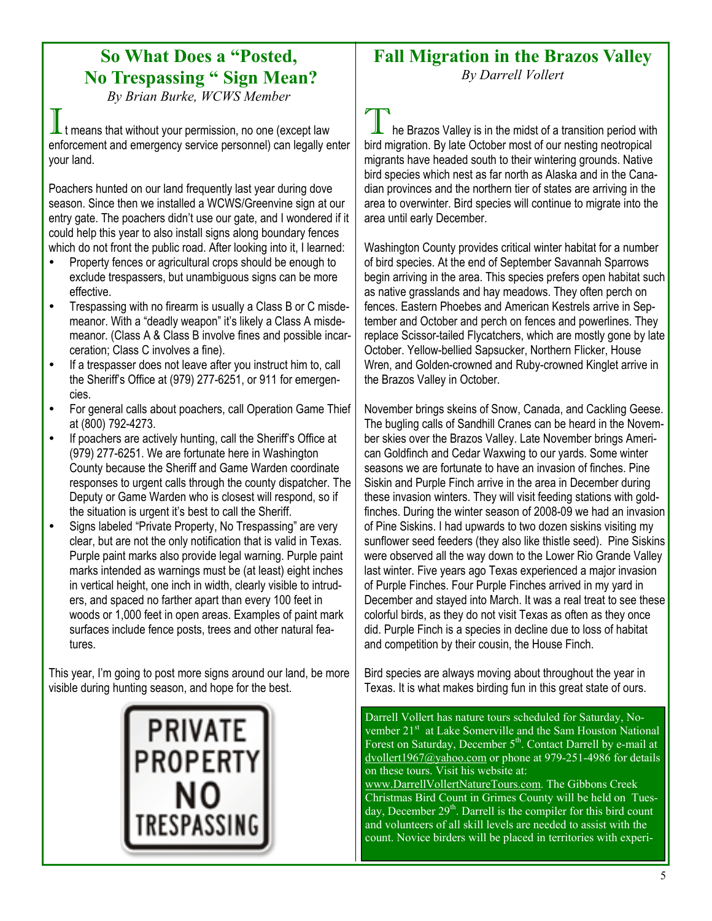## So What Does a "Posted, No Trespassing " Sign Mean?

*By Brian Burke, WCWS Member*

It means that without your permission, no one (except law enforcement and emergency service personnel) can legally enter your land.

Poachers hunted on our land frequently last year during dove season. Since then we installed a WCWS/Greenvine sign at our entry gate. The poachers didn't use our gate, and I wondered if it could help this year to also install signs along boundary fences which do not front the public road. After looking into it, I learned:

- Property fences or agricultural crops should be enough to exclude trespassers, but unambiguous signs can be more effective.
- Trespassing with no firearm is usually a Class B or C misdemeanor. With a "deadly weapon" it's likely a Class A misdemeanor. (Class A & Class B involve fines and possible incarceration; Class C involves a fine).
- If a trespasser does not leave after you instruct him to, call the Sheriff's Office at (979) 277-6251, or 911 for emergencies.
- For general calls about poachers, call Operation Game Thief at (800) 792-4273.
- If poachers are actively hunting, call the Sheriff's Office at (979) 277-6251. We are fortunate here in Washington County because the Sheriff and Game Warden coordinate responses to urgent calls through the county dispatcher. The Deputy or Game Warden who is closest will respond, so if the situation is urgent it's best to call the Sheriff.
- Signs labeled "Private Property, No Trespassing" are very clear, but are not the only notification that is valid in Texas. Purple paint marks also provide legal warning. Purple paint marks intended as warnings must be (at least) eight inches in vertical height, one inch in width, clearly visible to intruders, and spaced no farther apart than every 100 feet in woods or 1,000 feet in open areas. Examples of paint mark surfaces include fence posts, trees and other natural features.

This year, I'm going to post more signs around our land, be more visible during hunting season, and hope for the best.

PRIVATE PROPERTY NO TRESPASSING

## Fall Migration in the Brazos Valley

*By Darrell Vollert*

The Brazos Valley is in the midst of a transition period with bird migration. By late October most of our nesting neotropical migrants have headed south to their wintering grounds. Native bird species which nest as far north as Alaska and in the Canadian provinces and the northern tier of states are arriving in the area to overwinter. Bird species will continue to migrate into the area until early December.

Washington County provides critical winter habitat for a number of bird species. At the end of September Savannah Sparrows begin arriving in the area. This species prefers open habitat such as native grasslands and hay meadows. They often perch on fences. Eastern Phoebes and American Kestrels arrive in September and October and perch on fences and powerlines. They replace Scissor-tailed Flycatchers, which are mostly gone by late October. Yellow-bellied Sapsucker, Northern Flicker, House Wren, and Golden-crowned and Ruby-crowned Kinglet arrive in the Brazos Valley in October.

November brings skeins of Snow, Canada, and Cackling Geese. The bugling calls of Sandhill Cranes can be heard in the November skies over the Brazos Valley. Late November brings American Goldfinch and Cedar Waxwing to our yards. Some winter seasons we are fortunate to have an invasion of finches. Pine Siskin and Purple Finch arrive in the area in December during these invasion winters. They will visit feeding stations with goldfinches. During the winter season of 2008-09 we had an invasion of Pine Siskins. I had upwards to two dozen siskins visiting my sunflower seed feeders (they also like thistle seed). Pine Siskins were observed all the way down to the Lower Rio Grande Valley last winter. Five years ago Texas experienced a major invasion of Purple Finches. Four Purple Finches arrived in my yard in December and stayed into March. It was a real treat to see these colorful birds, as they do not visit Texas as often as they once did. Purple Finch is a species in decline due to loss of habitat and competition by their cousin, the House Finch.

Bird species are always moving about throughout the year in Texas. It is what makes birding fun in this great state of ours.

Darrell Vollert has nature tours scheduled for Saturday, November 21st at Lake Somerville and the Sam Houston National Forest on Saturday, December 5th. Contact Darrell by e-mail at dvollert1967@yahoo.com or phone at 979-251-4986 for details on these tours. Visit his website at: www.DarrellVollertNatureTours.com. The Gibbons Creek Christmas Bird Count in Grimes County will be held on Tuesday, December 29th. Darrell is the compiler for this bird count and volunteers of all skill levels are needed to assist with the count. Novice birders will be placed in territories with experi-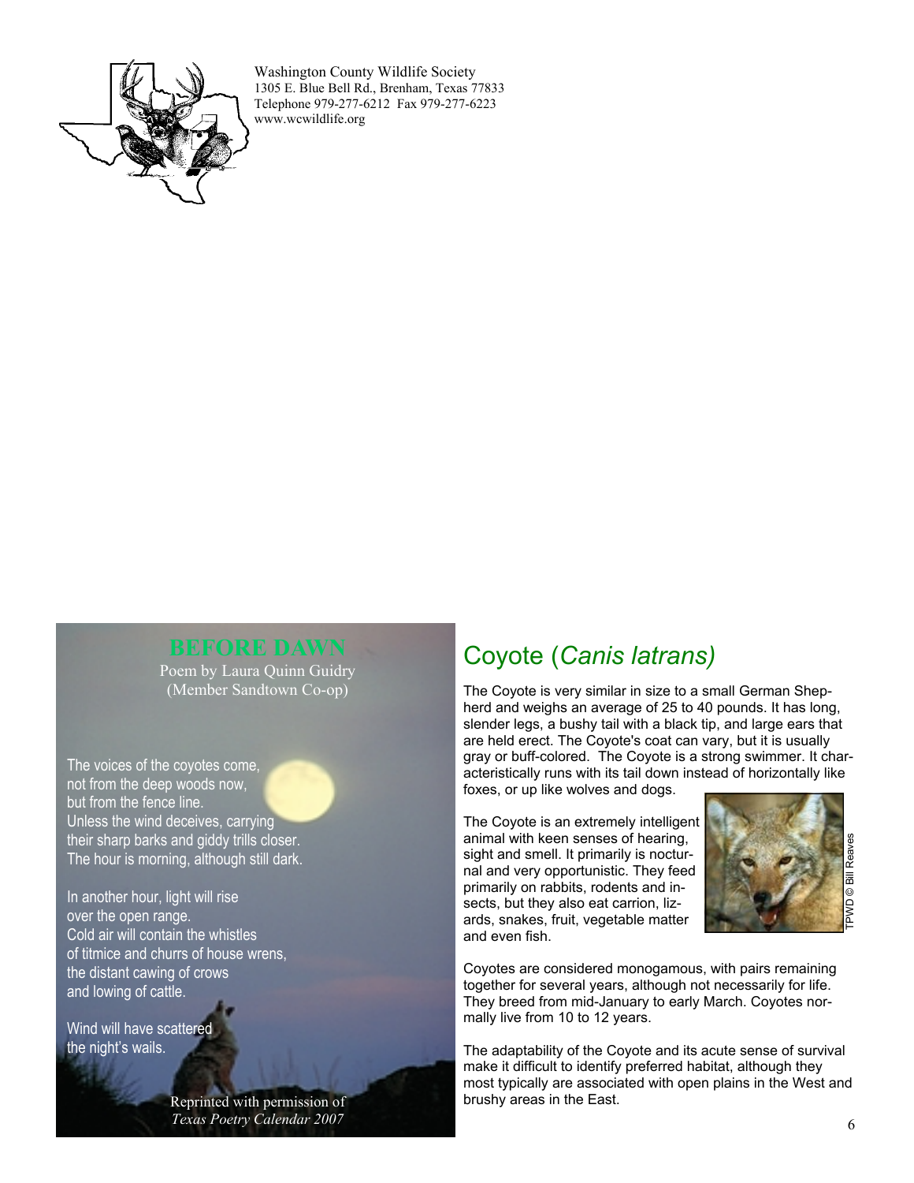Washington County Wildlife Society
1305 E. Blue Bell Rd., Brenham, Texas 77833
Telephone 979-277-6212 Fax 979-277-6223
www.wcwildlife.org

## BEFORE DAWN

Poem by Laura Quinn Guidry
(Member Sandtown Co-op)

The voices of the coyotes come,
not from the deep woods now,
but from the fence line.
Unless the wind deceives, carrying
their sharp barks and giddy trills closer.
The hour is morning, although still dark.

In another hour, light will rise
over the open range.
Cold air will contain the whistles
of titmice and churrs of house wrens,
the distant cawing of crows
and lowing of cattle.

Wind will have scattered
the night's wails.

Reprinted with permission of
*Texas Poetry Calendar 2007*

## Coyote (*Canis latrans*)

The Coyote is very similar in size to a small German Shepherd and weighs an average of 25 to 40 pounds. It has long, slender legs, a bushy tail with a black tip, and large ears that are held erect. The Coyote's coat can vary, but it is usually gray or buff-colored. The Coyote is a strong swimmer. It characteristically runs with its tail down instead of horizontally like foxes, or up like wolves and dogs.

The Coyote is an extremely intelligent animal with keen senses of hearing, sight and smell. It primarily is nocturnal and very opportunistic. They feed primarily on rabbits, rodents and insects, but they also eat carrion, lizards, snakes, fruit, vegetable matter and even fish.

TPWD © Bill Reaves

Coyotes are considered monogamous, with pairs remaining together for several years, although not necessarily for life. They breed from mid-January to early March. Coyotes normally live from 10 to 12 years.

The adaptability of the Coyote and its acute sense of survival make it difficult to identify preferred habitat, although they most typically are associated with open plains in the West and brushy areas in the East.